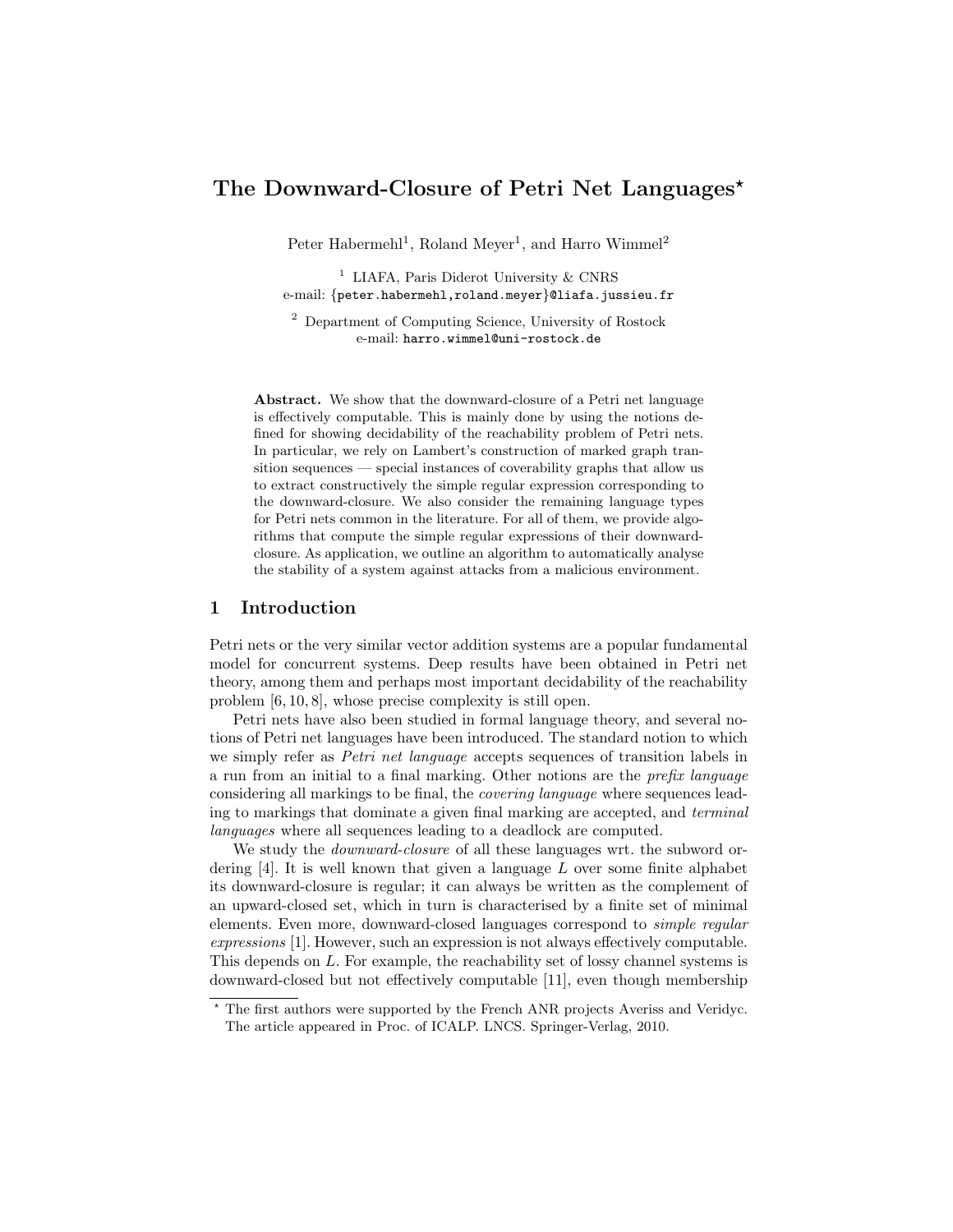# The Downward-Closure of Petri Net Languages*

Peter Habermehl[1], Roland Meyer[1], and Harro Wimmel[2]

[1] LIAFA, Paris Diderot University & CNRS
e-mail: {peter.habermehl,roland.meyer}@liafa.jussieu.fr

[2] Department of Computing Science, University of Rostock
e-mail: harro.wimmel@uni-rostock.de

**Abstract.** We show that the downward-closure of a Petri net language is effectively computable. This is mainly done by using the notions defined for showing decidability of the reachability problem of Petri nets. In particular, we rely on Lambert's construction of marked graph transition sequences — special instances of coverability graphs that allow us to extract constructively the simple regular expression corresponding to the downward-closure. We also consider the remaining language types for Petri nets common in the literature. For all of them, we provide algorithms that compute the simple regular expressions of their downward-closure. As application, we outline an algorithm to automatically analyse the stability of a system against attacks from a malicious environment.

## 1 Introduction

Petri nets or the very similar vector addition systems are a popular fundamental model for concurrent systems. Deep results have been obtained in Petri net theory, among them and perhaps most important decidability of the reachability problem [6, 10, 8], whose precise complexity is still open.

Petri nets have also been studied in formal language theory, and several notions of Petri net languages have been introduced. The standard notion to which we simply refer as *Petri net language* accepts sequences of transition labels in a run from an initial to a final marking. Other notions are the *prefix language* considering all markings to be final, the *covering language* where sequences leading to markings that dominate a given final marking are accepted, and *terminal languages* where all sequences leading to a deadlock are computed.

We study the *downward-closure* of all these languages wrt. the subword ordering [4]. It is well known that given a language $L$ over some finite alphabet its downward-closure is regular; it can always be written as the complement of an upward-closed set, which in turn is characterised by a finite set of minimal elements. Even more, downward-closed languages correspond to *simple regular expressions* [1]. However, such an expression is not always effectively computable. This depends on $L$. For example, the reachability set of lossy channel systems is downward-closed but not effectively computable [11], even though membership

* The first authors were supported by the French ANR projects Averiss and Veridyc. The article appeared in Proc. of ICALP. LNCS. Springer-Verlag, 2010.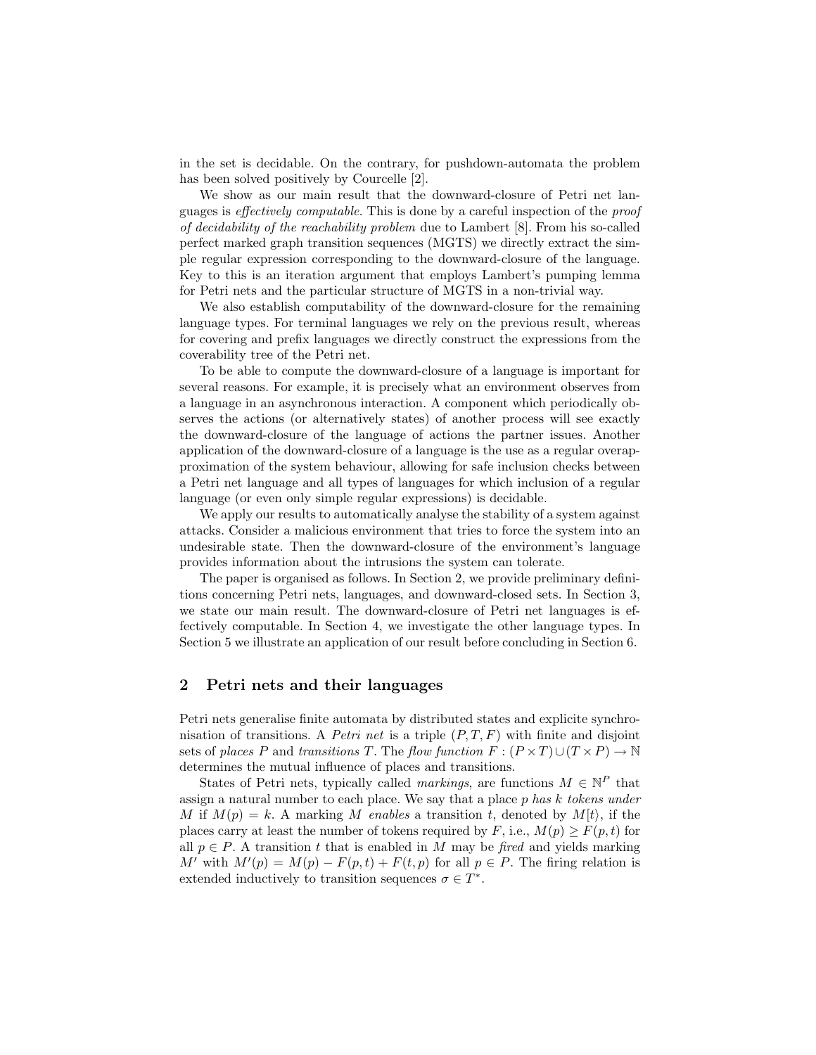in the set is decidable. On the contrary, for pushdown-automata the problem has been solved positively by Courcelle [2].

We show as our main result that the downward-closure of Petri net languages is *effectively computable*. This is done by a careful inspection of the *proof of decidability of the reachability problem* due to Lambert [8]. From his so-called perfect marked graph transition sequences (MGTS) we directly extract the simple regular expression corresponding to the downward-closure of the language. Key to this is an iteration argument that employs Lambert's pumping lemma for Petri nets and the particular structure of MGTS in a non-trivial way.

We also establish computability of the downward-closure for the remaining language types. For terminal languages we rely on the previous result, whereas for covering and prefix languages we directly construct the expressions from the coverability tree of the Petri net.

To be able to compute the downward-closure of a language is important for several reasons. For example, it is precisely what an environment observes from a language in an asynchronous interaction. A component which periodically observes the actions (or alternatively states) of another process will see exactly the downward-closure of the language of actions the partner issues. Another application of the downward-closure of a language is the use as a regular overapproximation of the system behaviour, allowing for safe inclusion checks between a Petri net language and all types of languages for which inclusion of a regular language (or even only simple regular expressions) is decidable.

We apply our results to automatically analyse the stability of a system against attacks. Consider a malicious environment that tries to force the system into an undesirable state. Then the downward-closure of the environment's language provides information about the intrusions the system can tolerate.

The paper is organised as follows. In Section 2, we provide preliminary definitions concerning Petri nets, languages, and downward-closed sets. In Section 3, we state our main result. The downward-closure of Petri net languages is effectively computable. In Section 4, we investigate the other language types. In Section 5 we illustrate an application of our result before concluding in Section 6.

## 2 Petri nets and their languages

Petri nets generalise finite automata by distributed states and explicite synchronisation of transitions. A *Petri net* is a triple $(P, T, F)$ with finite and disjoint sets of *places* $P$ and *transitions* $T$. The *flow function* $F : (P \times T) \cup (T \times P) \rightarrow \mathbb{N}$ determines the mutual influence of places and transitions.

States of Petri nets, typically called *markings*, are functions $M \in \mathbb{N}^P$ that assign a natural number to each place. We say that a place $p$ *has* $k$ *tokens under* $M$ if $M(p) = k$. A marking $M$ *enables* a transition $t$, denoted by $M[t\rangle$, if the places carry at least the number of tokens required by $F$, i.e., $M(p) \geq F(p, t)$ for all $p \in P$. A transition $t$ that is enabled in $M$ may be *fired* and yields marking $M'$ with $M'(p) = M(p) - F(p, t) + F(t, p)$ for all $p \in P$. The firing relation is extended inductively to transition sequences $\sigma \in T^*$.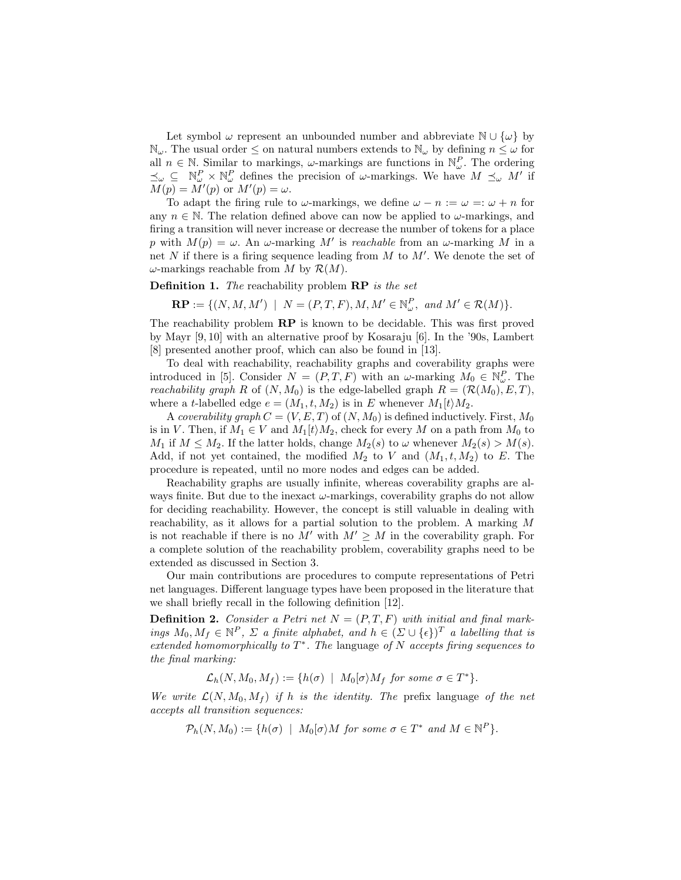Let symbol $\omega$ represent an unbounded number and abbreviate $\mathbb{N} \cup \{\omega\}$ by $\mathbb{N}_\omega$. The usual order $\leq$ on natural numbers extends to $\mathbb{N}_\omega$ by defining $n \leq \omega$ for all $n \in \mathbb{N}$. Similar to markings, $\omega$-markings are functions in $\mathbb{N}_\omega^P$. The ordering $\preceq_\omega \subseteq \mathbb{N}_\omega^P \times \mathbb{N}_\omega^P$ defines the precision of $\omega$-markings. We have $M \preceq_\omega M'$ if $M(p) = M'(p)$ or $M'(p) = \omega$.

To adapt the firing rule to $\omega$-markings, we define $\omega - n := \omega =: \omega + n$ for any $n \in \mathbb{N}$. The relation defined above can now be applied to $\omega$-markings, and firing a transition will never increase or decrease the number of tokens for a place $p$ with $M(p) = \omega$. An $\omega$-marking $M'$ is *reachable* from an $\omega$-marking $M$ in a net $N$ if there is a firing sequence leading from $M$ to $M'$. We denote the set of $\omega$-markings reachable from $M$ by $\mathcal{R}(M)$.

**Definition 1.** *The* reachability problem **RP** *is the set*

$$\mathbf{RP} := \{(N, M, M') \mid N = (P, T, F), M, M' \in \mathbb{N}_\omega^P, \text{ and } M' \in \mathcal{R}(M)\}.$$

The reachability problem **RP** is known to be decidable. This was first proved by Mayr [9, 10] with an alternative proof by Kosaraju [6]. In the '90s, Lambert [8] presented another proof, which can also be found in [13].

To deal with reachability, reachability graphs and coverability graphs were introduced in [5]. Consider $N = (P, T, F)$ with an $\omega$-marking $M_0 \in \mathbb{N}_\omega^P$. The *reachability graph* $R$ of $(N, M_0)$ is the edge-labelled graph $R = (\mathcal{R}(M_0), E, T)$, where a $t$-labelled edge $e = (M_1, t, M_2)$ is in $E$ whenever $M_1[t\rangle M_2$.

A *coverability graph* $C = (V, E, T)$ of $(N, M_0)$ is defined inductively. First, $M_0$ is in $V$. Then, if $M_1 \in V$ and $M_1[t\rangle M_2$, check for every $M$ on a path from $M_0$ to $M_1$ if $M \leq M_2$. If the latter holds, change $M_2(s)$ to $\omega$ whenever $M_2(s) > M(s)$. Add, if not yet contained, the modified $M_2$ to $V$ and $(M_1, t, M_2)$ to $E$. The procedure is repeated, until no more nodes and edges can be added.

Reachability graphs are usually infinite, whereas coverability graphs are always finite. But due to the inexact $\omega$-markings, coverability graphs do not allow for deciding reachability. However, the concept is still valuable in dealing with reachability, as it allows for a partial solution to the problem. A marking $M$ is not reachable if there is no $M'$ with $M' \geq M$ in the coverability graph. For a complete solution of the reachability problem, coverability graphs need to be extended as discussed in Section 3.

Our main contributions are procedures to compute representations of Petri net languages. Different language types have been proposed in the literature that we shall briefly recall in the following definition [12].

**Definition 2.** *Consider a Petri net $N = (P, T, F)$ with initial and final markings $M_0, M_f \in \mathbb{N}^P$, $\Sigma$ a finite alphabet, and $h \in (\Sigma \cup \{\epsilon\})^T$ a labelling that is extended homomorphically to $T^*$. The* language *of $N$ accepts firing sequences to the final marking:*

$$\mathcal{L}_h(N, M_0, M_f) := \{h(\sigma) \mid M_0[\sigma\rangle M_f \text{ for some } \sigma \in T^*\}.$$

*We write $\mathcal{L}(N, M_0, M_f)$ if $h$ is the identity. The* prefix language *of the net accepts all transition sequences:*

$$\mathcal{P}_h(N, M_0) := \{h(\sigma) \mid M_0[\sigma\rangle M \text{ for some } \sigma \in T^* \text{ and } M \in \mathbb{N}^P\}.$$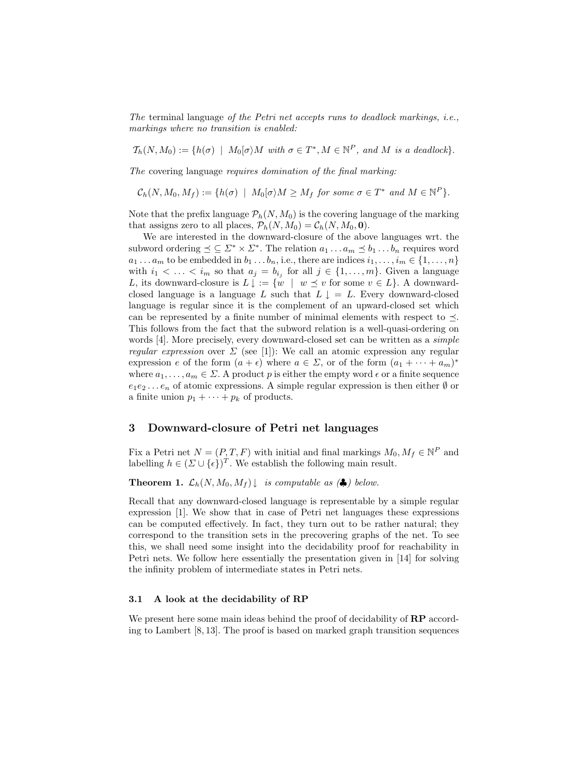*The* terminal language *of the Petri net accepts runs to deadlock markings, i.e., markings where no transition is enabled:*

$$\mathcal{T}_h(N, M_0) := \{h(\sigma) \mid M_0[\sigma\rangle M \text{ with } \sigma \in T^*, M \in \mathbb{N}^P, \text{ and } M \text{ is a deadlock}\}.$$

*The* covering language *requires domination of the final marking:*

$$\mathcal{C}_h(N, M_0, M_f) := \{h(\sigma) \mid M_0[\sigma\rangle M \geq M_f \text{ for some } \sigma \in T^* \text{ and } M \in \mathbb{N}^P\}.$$

Note that the prefix language $\mathcal{P}_h(N, M_0)$ is the covering language of the marking that assigns zero to all places, $\mathcal{P}_h(N, M_0) = \mathcal{C}_h(N, M_0, \mathbf{0})$.

We are interested in the downward-closure of the above languages wrt. the subword ordering $\preceq \subseteq \Sigma^* \times \Sigma^*$. The relation $a_1 \ldots a_m \preceq b_1 \ldots b_n$ requires word $a_1 \ldots a_m$ to be embedded in $b_1 \ldots b_n$, i.e., there are indices $i_1, \ldots, i_m \in \{1, \ldots, n\}$ with $i_1 < \ldots < i_m$ so that $a_j = b_{i_j}$ for all $j \in \{1, \ldots, m\}$. Given a language $L$, its downward-closure is $L\!\downarrow := \{w \mid w \preceq v \text{ for some } v \in L\}$. A downward-closed language is a language $L$ such that $L\!\downarrow = L$. Every downward-closed language is regular since it is the complement of an upward-closed set which can be represented by a finite number of minimal elements with respect to $\preceq$. This follows from the fact that the subword relation is a well-quasi-ordering on words [4]. More precisely, every downward-closed set can be written as a *simple regular expression* over $\Sigma$ (see [1]): We call an atomic expression any regular expression $e$ of the form $(a + \epsilon)$ where $a \in \Sigma$, or of the form $(a_1 + \cdots + a_m)^*$ where $a_1, \ldots, a_m \in \Sigma$. A product $p$ is either the empty word $\epsilon$ or a finite sequence $e_1 e_2 \ldots e_n$ of atomic expressions. A simple regular expression is then either $\emptyset$ or a finite union $p_1 + \cdots + p_k$ of products.

## 3 Downward-closure of Petri net languages

Fix a Petri net $N = (P, T, F)$ with initial and final markings $M_0, M_f \in \mathbb{N}^P$ and labelling $h \in (\Sigma \cup \{\epsilon\})^T$. We establish the following main result.

**Theorem 1.** *$\mathcal{L}_h(N, M_0, M_f)\!\downarrow$ is computable as (♣) below.*

Recall that any downward-closed language is representable by a simple regular expression [1]. We show that in case of Petri net languages these expressions can be computed effectively. In fact, they turn out to be rather natural; they correspond to the transition sets in the precovering graphs of the net. To see this, we shall need some insight into the decidability proof for reachability in Petri nets. We follow here essentially the presentation given in [14] for solving the infinity problem of intermediate states in Petri nets.

### 3.1 A look at the decidability of RP

We present here some main ideas behind the proof of decidability of **RP** according to Lambert [8, 13]. The proof is based on marked graph transition sequences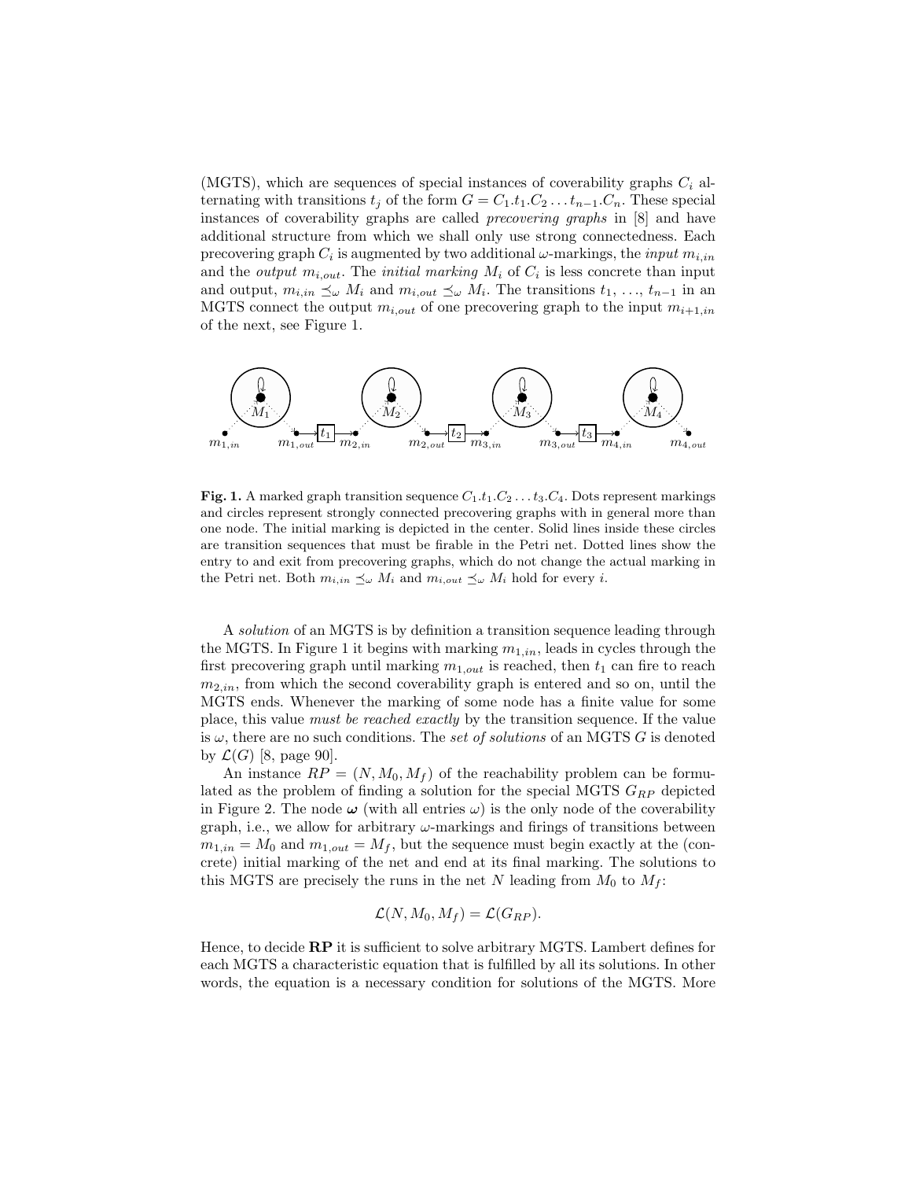(MGTS), which are sequences of special instances of coverability graphs $C_i$ alternating with transitions $t_j$ of the form $G = C_1.t_1.C_2 \ldots t_{n-1}.C_n$. These special instances of coverability graphs are called *precovering graphs* in [8] and have additional structure from which we shall only use strong connectedness. Each precovering graph $C_i$ is augmented by two additional $\omega$-markings, the *input* $m_{i,in}$ and the *output* $m_{i,out}$. The *initial marking* $M_i$ of $C_i$ is less concrete than input and output, $m_{i,in} \preceq_\omega M_i$ and $m_{i,out} \preceq_\omega M_i$. The transitions $t_1, \ldots, t_{n-1}$ in an MGTS connect the output $m_{i,out}$ of one precovering graph to the input $m_{i+1,in}$ of the next, see Figure 1.

**Fig. 1.** A marked graph transition sequence $C_1.t_1.C_2 \ldots t_3.C_4$. Dots represent markings and circles represent strongly connected precovering graphs with in general more than one node. The initial marking is depicted in the center. Solid lines inside these circles are transition sequences that must be firable in the Petri net. Dotted lines show the entry to and exit from precovering graphs, which do not change the actual marking in the Petri net. Both $m_{i,in} \preceq_\omega M_i$ and $m_{i,out} \preceq_\omega M_i$ hold for every $i$.

A *solution* of an MGTS is by definition a transition sequence leading through the MGTS. In Figure 1 it begins with marking $m_{1,in}$, leads in cycles through the first precovering graph until marking $m_{1,out}$ is reached, then $t_1$ can fire to reach $m_{2,in}$, from which the second coverability graph is entered and so on, until the MGTS ends. Whenever the marking of some node has a finite value for some place, this value *must be reached exactly* by the transition sequence. If the value is $\omega$, there are no such conditions. The *set of solutions* of an MGTS $G$ is denoted by $\mathcal{L}(G)$ [8, page 90].

An instance $RP = (N, M_0, M_f)$ of the reachability problem can be formulated as the problem of finding a solution for the special MGTS $G_{RP}$ depicted in Figure 2. The node $\boldsymbol{\omega}$ (with all entries $\omega$) is the only node of the coverability graph, i.e., we allow for arbitrary $\omega$-markings and firings of transitions between $m_{1,in} = M_0$ and $m_{1,out} = M_f$, but the sequence must begin exactly at the (concrete) initial marking of the net and end at its final marking. The solutions to this MGTS are precisely the runs in the net $N$ leading from $M_0$ to $M_f$:

$$\mathcal{L}(N, M_0, M_f) = \mathcal{L}(G_{RP}).$$

Hence, to decide **RP** it is sufficient to solve arbitrary MGTS. Lambert defines for each MGTS a characteristic equation that is fulfilled by all its solutions. In other words, the equation is a necessary condition for solutions of the MGTS. More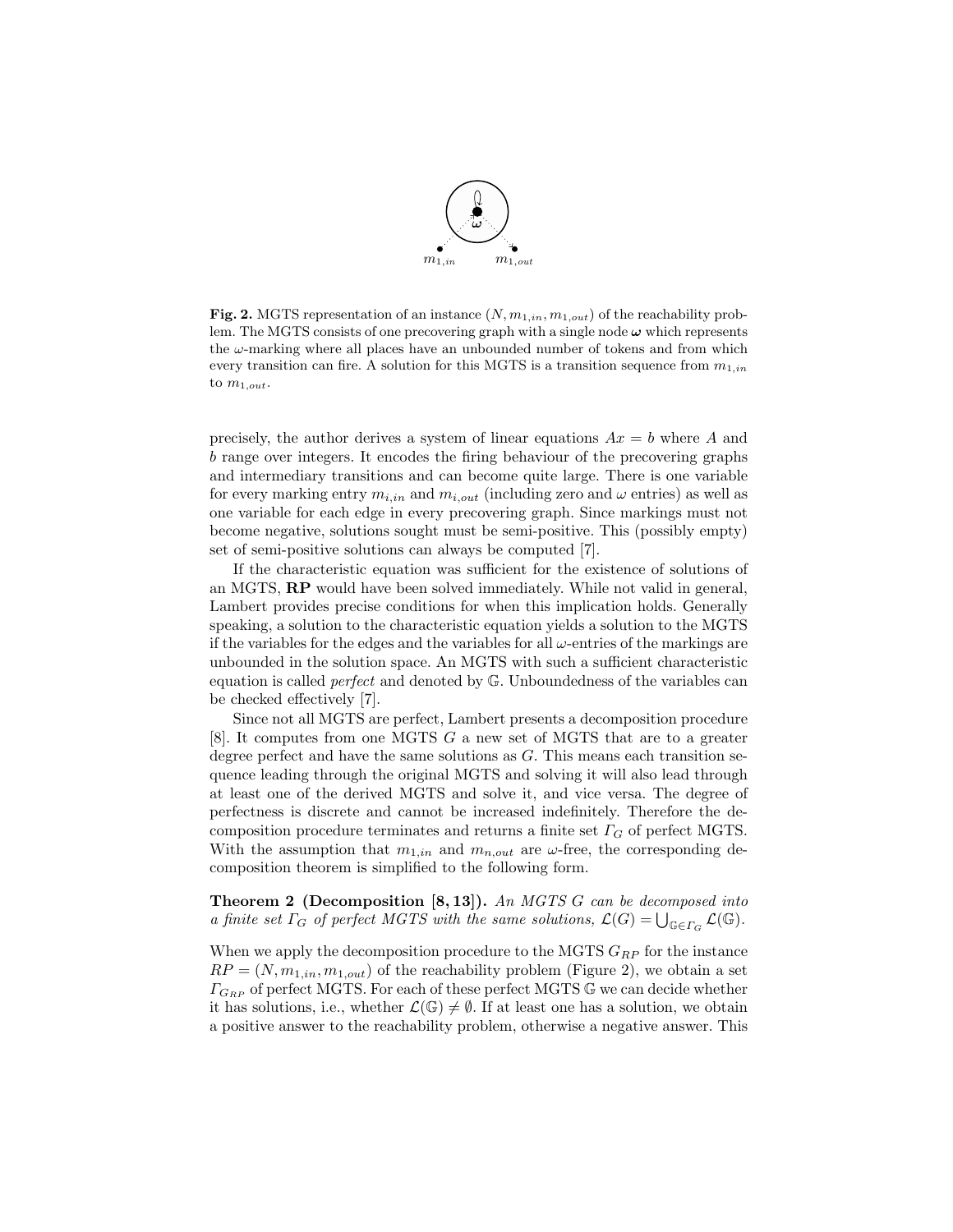**Fig. 2.** MGTS representation of an instance $(N, m_{1,in}, m_{1,out})$ of the reachability problem. The MGTS consists of one precovering graph with a single node $\boldsymbol{\omega}$ which represents the $\omega$-marking where all places have an unbounded number of tokens and from which every transition can fire. A solution for this MGTS is a transition sequence from $m_{1,in}$ to $m_{1,out}$.

precisely, the author derives a system of linear equations $Ax = b$ where $A$ and $b$ range over integers. It encodes the firing behaviour of the precovering graphs and intermediary transitions and can become quite large. There is one variable for every marking entry $m_{i,in}$ and $m_{i,out}$ (including zero and $\omega$ entries) as well as one variable for each edge in every precovering graph. Since markings must not become negative, solutions sought must be semi-positive. This (possibly empty) set of semi-positive solutions can always be computed [7].

If the characteristic equation was sufficient for the existence of solutions of an MGTS, **RP** would have been solved immediately. While not valid in general, Lambert provides precise conditions for when this implication holds. Generally speaking, a solution to the characteristic equation yields a solution to the MGTS if the variables for the edges and the variables for all $\omega$-entries of the markings are unbounded in the solution space. An MGTS with such a sufficient characteristic equation is called *perfect* and denoted by $\mathbb{G}$. Unboundedness of the variables can be checked effectively [7].

Since not all MGTS are perfect, Lambert presents a decomposition procedure [8]. It computes from one MGTS $G$ a new set of MGTS that are to a greater degree perfect and have the same solutions as $G$. This means each transition sequence leading through the original MGTS and solving it will also lead through at least one of the derived MGTS and solve it, and vice versa. The degree of perfectness is discrete and cannot be increased indefinitely. Therefore the decomposition procedure terminates and returns a finite set $\Gamma_G$ of perfect MGTS. With the assumption that $m_{1,in}$ and $m_{n,out}$ are $\omega$-free, the corresponding decomposition theorem is simplified to the following form.

**Theorem 2 (Decomposition [8, 13]).** *An MGTS $G$ can be decomposed into a finite set $\Gamma_G$ of perfect MGTS with the same solutions, $\mathcal{L}(G) = \bigcup_{\mathbb{G} \in \Gamma_G} \mathcal{L}(\mathbb{G})$.*

When we apply the decomposition procedure to the MGTS $G_{RP}$ for the instance $RP = (N, m_{1,in}, m_{1,out})$ of the reachability problem (Figure 2), we obtain a set $\Gamma_{G_{RP}}$ of perfect MGTS. For each of these perfect MGTS $\mathbb{G}$ we can decide whether it has solutions, i.e., whether $\mathcal{L}(\mathbb{G}) \neq \emptyset$. If at least one has a solution, we obtain a positive answer to the reachability problem, otherwise a negative answer. This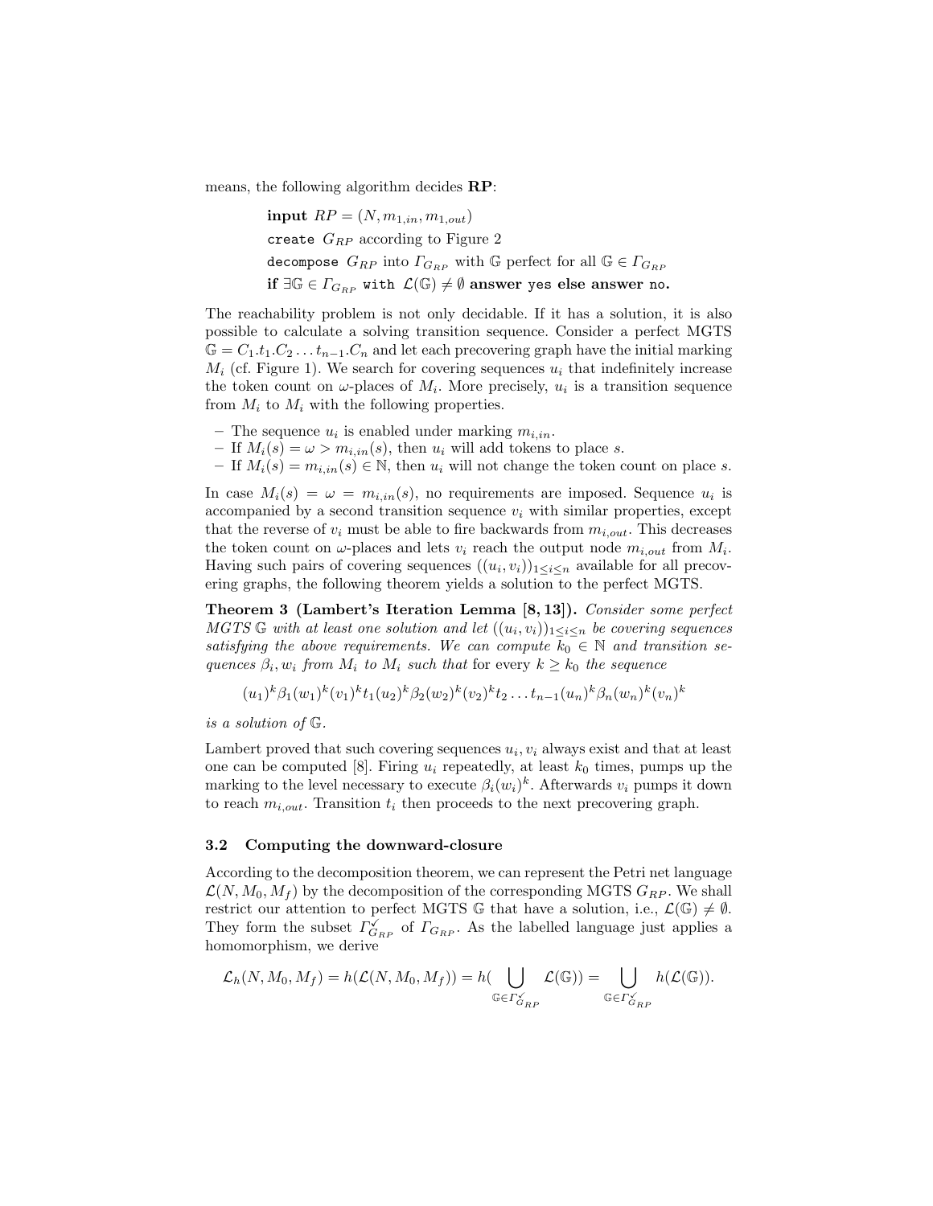means, the following algorithm decides **RP**:

```
input RP = (N, m_{1,in}, m_{1,out})
create G_RP according to Figure 2
decompose G_RP into Γ_{G_RP} with 𝔾 perfect for all 𝔾 ∈ Γ_{G_RP}
if ∃𝔾 ∈ Γ_{G_RP} with ℒ(𝔾) ≠ ∅ answer yes else answer no.
```

The reachability problem is not only decidable. If it has a solution, it is also possible to calculate a solving transition sequence. Consider a perfect MGTS $\mathbb{G} = C_1.t_1.C_2 \ldots t_{n-1}.C_n$ and let each precovering graph have the initial marking $M_i$ (cf. Figure 1). We search for covering sequences $u_i$ that indefinitely increase the token count on $\omega$-places of $M_i$. More precisely, $u_i$ is a transition sequence from $M_i$ to $M_i$ with the following properties.

- The sequence $u_i$ is enabled under marking $m_{i,in}$.
- If $M_i(s) = \omega > m_{i,in}(s)$, then $u_i$ will add tokens to place $s$.
- If $M_i(s) = m_{i,in}(s) \in \mathbb{N}$, then $u_i$ will not change the token count on place $s$.

In case $M_i(s) = \omega = m_{i,in}(s)$, no requirements are imposed. Sequence $u_i$ is accompanied by a second transition sequence $v_i$ with similar properties, except that the reverse of $v_i$ must be able to fire backwards from $m_{i,out}$. This decreases the token count on $\omega$-places and lets $v_i$ reach the output node $m_{i,out}$ from $M_i$. Having such pairs of covering sequences $((u_i, v_i))_{1 \leq i \leq n}$ available for all precovering graphs, the following theorem yields a solution to the perfect MGTS.

**Theorem 3 (Lambert's Iteration Lemma [8, 13]).** *Consider some perfect MGTS $\mathbb{G}$ with at least one solution and let $((u_i, v_i))_{1 \leq i \leq n}$ be covering sequences satisfying the above requirements. We can compute $k_0 \in \mathbb{N}$ and transition sequences $\beta_i, w_i$ from $M_i$ to $M_i$ such that* for every $k \geq k_0$ *the sequence*

$$(u_1)^k \beta_1 (w_1)^k (v_1)^k t_1 (u_2)^k \beta_2 (w_2)^k (v_2)^k t_2 \ldots t_{n-1} (u_n)^k \beta_n (w_n)^k (v_n)^k$$

*is a solution of $\mathbb{G}$.*

Lambert proved that such covering sequences $u_i, v_i$ always exist and that at least one can be computed [8]. Firing $u_i$ repeatedly, at least $k_0$ times, pumps up the marking to the level necessary to execute $\beta_i (w_i)^k$. Afterwards $v_i$ pumps it down to reach $m_{i,out}$. Transition $t_i$ then proceeds to the next precovering graph.

### 3.2 Computing the downward-closure

According to the decomposition theorem, we can represent the Petri net language $\mathcal{L}(N, M_0, M_f)$ by the decomposition of the corresponding MGTS $G_{RP}$. We shall restrict our attention to perfect MGTS $\mathbb{G}$ that have a solution, i.e., $\mathcal{L}(\mathbb{G}) \neq \emptyset$. They form the subset $\Gamma^{\checkmark}_{G_{RP}}$ of $\Gamma_{G_{RP}}$. As the labelled language just applies a homomorphism, we derive

$$\mathcal{L}_h(N, M_0, M_f) = h(\mathcal{L}(N, M_0, M_f)) = h(\bigcup_{\mathbb{G} \in \Gamma^{\checkmark}_{G_{RP}}} \mathcal{L}(\mathbb{G})) = \bigcup_{\mathbb{G} \in \Gamma^{\checkmark}_{G_{RP}}} h(\mathcal{L}(\mathbb{G})).$$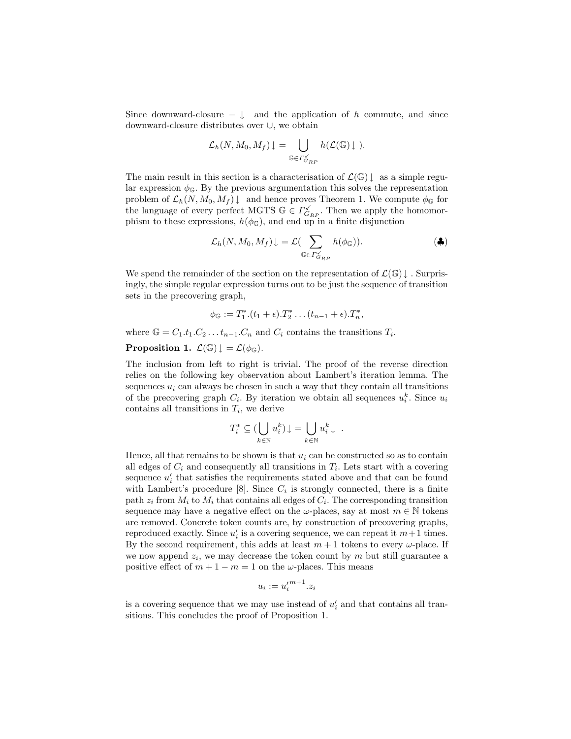Since downward-closure $-\downarrow$ and the application of $h$ commute, and since downward-closure distributes over $\cup$, we obtain

$$\mathcal{L}_h(N, M_0, M_f)\downarrow = \bigcup_{\mathbb{G} \in \Gamma^{\checkmark}_{G_{RP}}} h(\mathcal{L}(\mathbb{G})\downarrow).$$

The main result in this section is a characterisation of $\mathcal{L}(\mathbb{G})\downarrow$ as a simple regular expression $\phi_{\mathbb{G}}$. By the previous argumentation this solves the representation problem of $\mathcal{L}_h(N, M_0, M_f)\downarrow$ and hence proves Theorem 1. We compute $\phi_{\mathbb{G}}$ for the language of every perfect MGTS $\mathbb{G} \in \Gamma^{\checkmark}_{G_{RP}}$. Then we apply the homomorphism to these expressions, $h(\phi_{\mathbb{G}})$, and end up in a finite disjunction

$$\mathcal{L}_h(N, M_0, M_f)\downarrow = \mathcal{L}\Big(\sum_{\mathbb{G} \in \Gamma^{\checkmark}_{G_{RP}}} h(\phi_{\mathbb{G}})\Big). \qquad (\clubsuit)$$

We spend the remainder of the section on the representation of $\mathcal{L}(\mathbb{G})\downarrow$. Surprisingly, the simple regular expression turns out to be just the sequence of transition sets in the precovering graph,

$$\phi_{\mathbb{G}} := T_1^*.(t_1 + \epsilon).T_2^* \ldots (t_{n-1} + \epsilon).T_n^*,$$

where $\mathbb{G} = C_1.t_1.C_2 \ldots t_{n-1}.C_n$ and $C_i$ contains the transitions $T_i$.

**Proposition 1.** $\mathcal{L}(\mathbb{G})\downarrow = \mathcal{L}(\phi_{\mathbb{G}})$.

The inclusion from left to right is trivial. The proof of the reverse direction relies on the following key observation about Lambert's iteration lemma. The sequences $u_i$ can always be chosen in such a way that they contain all transitions of the precovering graph $C_i$. By iteration we obtain all sequences $u_i^k$. Since $u_i$ contains all transitions in $T_i$, we derive

$$T_i^* \subseteq \Big(\bigcup_{k \in \mathbb{N}} u_i^k\Big)\downarrow = \bigcup_{k \in \mathbb{N}} u_i^k\downarrow .$$

Hence, all that remains to be shown is that $u_i$ can be constructed so as to contain all edges of $C_i$ and consequently all transitions in $T_i$. Lets start with a covering sequence $u_i'$ that satisfies the requirements stated above and that can be found with Lambert's procedure [8]. Since $C_i$ is strongly connected, there is a finite path $z_i$ from $M_i$ to $M_i$ that contains all edges of $C_i$. The corresponding transition sequence may have a negative effect on the $\omega$-places, say at most $m \in \mathbb{N}$ tokens are removed. Concrete token counts are, by construction of precovering graphs, reproduced exactly. Since $u_i'$ is a covering sequence, we can repeat it $m+1$ times. By the second requirement, this adds at least $m+1$ tokens to every $\omega$-place. If we now append $z_i$, we may decrease the token count by $m$ but still guarantee a positive effect of $m+1-m=1$ on the $\omega$-places. This means

$$u_i := {u_i'}^{m+1}.z_i$$

is a covering sequence that we may use instead of $u_i'$ and that contains all transitions. This concludes the proof of Proposition 1.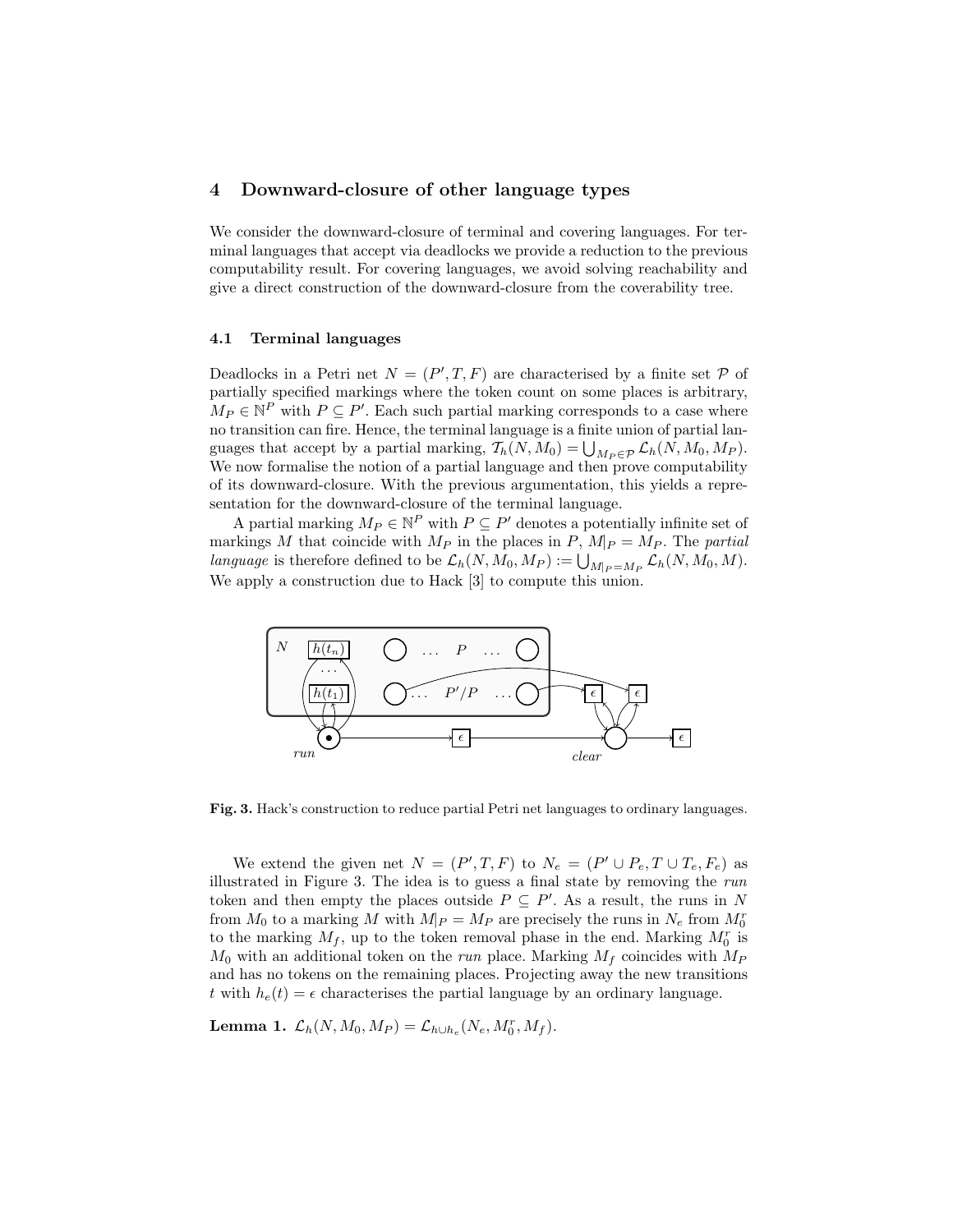## 4 Downward-closure of other language types

We consider the downward-closure of terminal and covering languages. For terminal languages that accept via deadlocks we provide a reduction to the previous computability result. For covering languages, we avoid solving reachability and give a direct construction of the downward-closure from the coverability tree.

### 4.1 Terminal languages

Deadlocks in a Petri net $N = (P', T, F)$ are characterised by a finite set $\mathcal{P}$ of partially specified markings where the token count on some places is arbitrary, $M_P \in \mathbb{N}^P$ with $P \subseteq P'$. Each such partial marking corresponds to a case where no transition can fire. Hence, the terminal language is a finite union of partial languages that accept by a partial marking, $\mathcal{T}_h(N, M_0) = \bigcup_{M_P \in \mathcal{P}} \mathcal{L}_h(N, M_0, M_P)$. We now formalise the notion of a partial language and then prove computability of its downward-closure. With the previous argumentation, this yields a representation for the downward-closure of the terminal language.

A partial marking $M_P \in \mathbb{N}^P$ with $P \subseteq P'$ denotes a potentially infinite set of markings $M$ that coincide with $M_P$ in the places in $P$, $M|_P = M_P$. The *partial language* is therefore defined to be $\mathcal{L}_h(N, M_0, M_P) := \bigcup_{M|_P = M_P} \mathcal{L}_h(N, M_0, M)$. We apply a construction due to Hack [3] to compute this union.

**Fig. 3.** Hack's construction to reduce partial Petri net languages to ordinary languages.

We extend the given net $N = (P', T, F)$ to $N_e = (P' \cup P_e, T \cup T_e, F_e)$ as illustrated in Figure 3. The idea is to guess a final state by removing the *run* token and then empty the places outside $P \subseteq P'$. As a result, the runs in $N$ from $M_0$ to a marking $M$ with $M|_P = M_P$ are precisely the runs in $N_e$ from $M_0^r$ to the marking $M_f$, up to the token removal phase in the end. Marking $M_0^r$ is $M_0$ with an additional token on the *run* place. Marking $M_f$ coincides with $M_P$ and has no tokens on the remaining places. Projecting away the new transitions $t$ with $h_e(t) = \epsilon$ characterises the partial language by an ordinary language.

**Lemma 1.** $\mathcal{L}_h(N, M_0, M_P) = \mathcal{L}_{h \cup h_e}(N_e, M_0^r, M_f)$.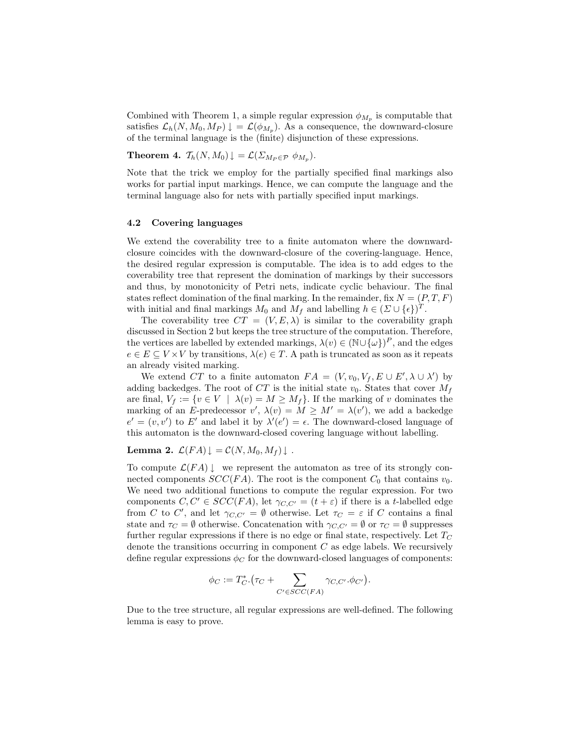Combined with Theorem 1, a simple regular expression $\phi_{M_p}$ is computable that satisfies $\mathcal{L}_h(N, M_0, M_P)\downarrow = \mathcal{L}(\phi_{M_p})$. As a consequence, the downward-closure of the terminal language is the (finite) disjunction of these expressions.

**Theorem 4.** $\mathcal{T}_h(N, M_0)\downarrow = \mathcal{L}(\Sigma_{M_P \in \mathcal{P}}\ \phi_{M_p})$.

Note that the trick we employ for the partially specified final markings also works for partial input markings. Hence, we can compute the language and the terminal language also for nets with partially specified input markings.

### 4.2 Covering languages

We extend the coverability tree to a finite automaton where the downward-closure coincides with the downward-closure of the covering-language. Hence, the desired regular expression is computable. The idea is to add edges to the coverability tree that represent the domination of markings by their successors and thus, by monotonicity of Petri nets, indicate cyclic behaviour. The final states reflect domination of the final marking. In the remainder, fix $N = (P, T, F)$ with initial and final markings $M_0$ and $M_f$ and labelling $h \in (\Sigma \cup \{\epsilon\})^T$.

The coverability tree $CT = (V, E, \lambda)$ is similar to the coverability graph discussed in Section 2 but keeps the tree structure of the computation. Therefore, the vertices are labelled by extended markings, $\lambda(v) \in (\mathbb{N} \cup \{\omega\})^P$, and the edges $e \in E \subseteq V \times V$ by transitions, $\lambda(e) \in T$. A path is truncated as soon as it repeats an already visited marking.

We extend $CT$ to a finite automaton $FA = (V, v_0, V_f, E \cup E', \lambda \cup \lambda')$ by adding backedges. The root of $CT$ is the initial state $v_0$. States that cover $M_f$ are final, $V_f := \{v \in V \mid \lambda(v) = M \geq M_f\}$. If the marking of $v$ dominates the marking of an $E$-predecessor $v'$, $\lambda(v) = M \geq M' = \lambda(v')$, we add a backedge $e' = (v, v')$ to $E'$ and label it by $\lambda'(e') = \epsilon$. The downward-closed language of this automaton is the downward-closed covering language without labelling.

**Lemma 2.** $\mathcal{L}(FA)\downarrow = \mathcal{C}(N, M_0, M_f)\downarrow$ .

To compute $\mathcal{L}(FA)\downarrow$ we represent the automaton as tree of its strongly connected components $SCC(FA)$. The root is the component $C_0$ that contains $v_0$. We need two additional functions to compute the regular expression. For two components $C, C' \in SCC(FA)$, let $\gamma_{C,C'} = (t + \varepsilon)$ if there is a $t$-labelled edge from $C$ to $C'$, and let $\gamma_{C,C'} = \emptyset$ otherwise. Let $\tau_C = \varepsilon$ if $C$ contains a final state and $\tau_C = \emptyset$ otherwise. Concatenation with $\gamma_{C,C'} = \emptyset$ or $\tau_C = \emptyset$ suppresses further regular expressions if there is no edge or final state, respectively. Let $T_C$ denote the transitions occurring in component $C$ as edge labels. We recursively define regular expressions $\phi_C$ for the downward-closed languages of components:

$$\phi_C := T_C^*.\big(\tau_C + \sum_{C' \in SCC(FA)} \gamma_{C,C'}.\phi_{C'}\big).$$

Due to the tree structure, all regular expressions are well-defined. The following lemma is easy to prove.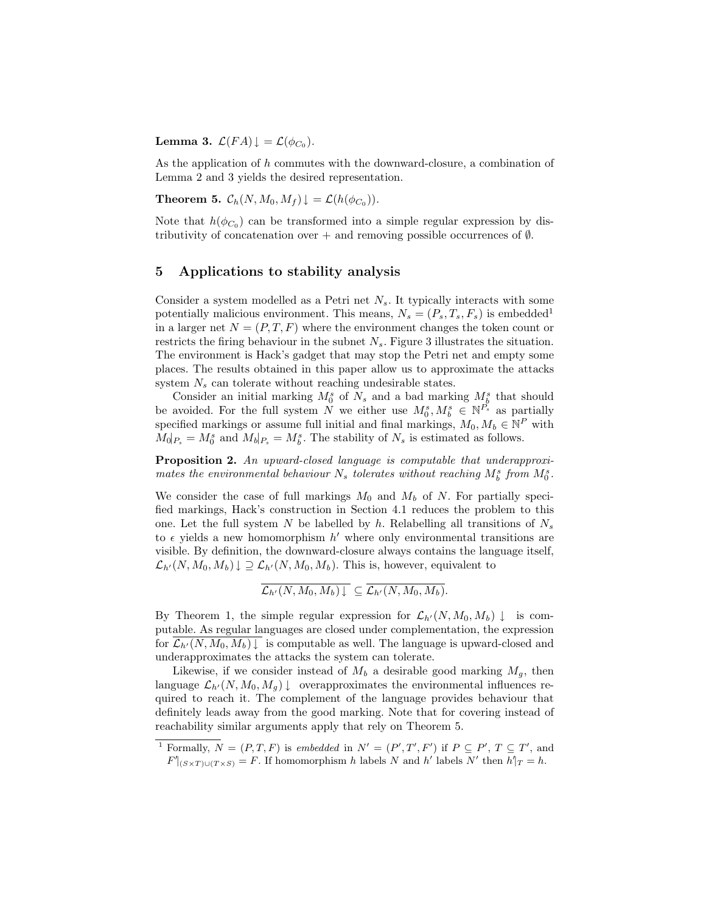**Lemma 3.** $\mathcal{L}(FA)\downarrow = \mathcal{L}(\phi_{C_0})$.

As the application of $h$ commutes with the downward-closure, a combination of Lemma 2 and 3 yields the desired representation.

**Theorem 5.** $\mathcal{C}_h(N, M_0, M_f)\downarrow = \mathcal{L}(h(\phi_{C_0}))$.

Note that $h(\phi_{C_0})$ can be transformed into a simple regular expression by distributivity of concatenation over + and removing possible occurrences of $\emptyset$.

## 5 Applications to stability analysis

Consider a system modelled as a Petri net $N_s$. It typically interacts with some potentially malicious environment. This means, $N_s = (P_s, T_s, F_s)$ is embedded[1] in a larger net $N = (P, T, F)$ where the environment changes the token count or restricts the firing behaviour in the subnet $N_s$. Figure 3 illustrates the situation. The environment is Hack's gadget that may stop the Petri net and empty some places. The results obtained in this paper allow us to approximate the attacks system $N_s$ can tolerate without reaching undesirable states.

Consider an initial marking $M_0^s$ of $N_s$ and a bad marking $M_b^s$ that should be avoided. For the full system $N$ we either use $M_0^s, M_b^s \in \mathbb{N}^{P_s}$ as partially specified markings or assume full initial and final markings, $M_0, M_b \in \mathbb{N}^P$ with $M_0|_{P_s} = M_0^s$ and $M_b|_{P_s} = M_b^s$. The stability of $N_s$ is estimated as follows.

**Proposition 2.** *An upward-closed language is computable that underapproximates the environmental behaviour $N_s$ tolerates without reaching $M_b^s$ from $M_0^s$.*

We consider the case of full markings $M_0$ and $M_b$ of $N$. For partially specified markings, Hack's construction in Section 4.1 reduces the problem to this one. Let the full system $N$ be labelled by $h$. Relabelling all transitions of $N_s$ to $\epsilon$ yields a new homomorphism $h'$ where only environmental transitions are visible. By definition, the downward-closure always contains the language itself, $\mathcal{L}_{h'}(N, M_0, M_b)\downarrow \supseteq \mathcal{L}_{h'}(N, M_0, M_b)$. This is, however, equivalent to

$$\overline{\mathcal{L}_{h'}(N, M_0, M_b)\downarrow} \subseteq \overline{\mathcal{L}_{h'}(N, M_0, M_b)}.$$

By Theorem 1, the simple regular expression for $\mathcal{L}_{h'}(N, M_0, M_b)\downarrow$ is computable. As regular languages are closed under complementation, the expression for $\overline{\mathcal{L}_{h'}(N, M_0, M_b)\downarrow}$ is computable as well. The language is upward-closed and underapproximates the attacks the system can tolerate.

Likewise, if we consider instead of $M_b$ a desirable good marking $M_g$, then language $\mathcal{L}_{h'}(N, M_0, M_g)\downarrow$ overapproximates the environmental influences required to reach it. The complement of the language provides behaviour that definitely leads away from the good marking. Note that for covering instead of reachability similar arguments apply that rely on Theorem 5.

[1] Formally, $N = (P, T, F)$ is *embedded* in $N' = (P', T', F')$ if $P \subseteq P'$, $T \subseteq T'$, and $F'|_{(S\times T)\cup(T\times S)} = F$. If homomorphism $h$ labels $N$ and $h'$ labels $N'$ then $h'|_T = h$.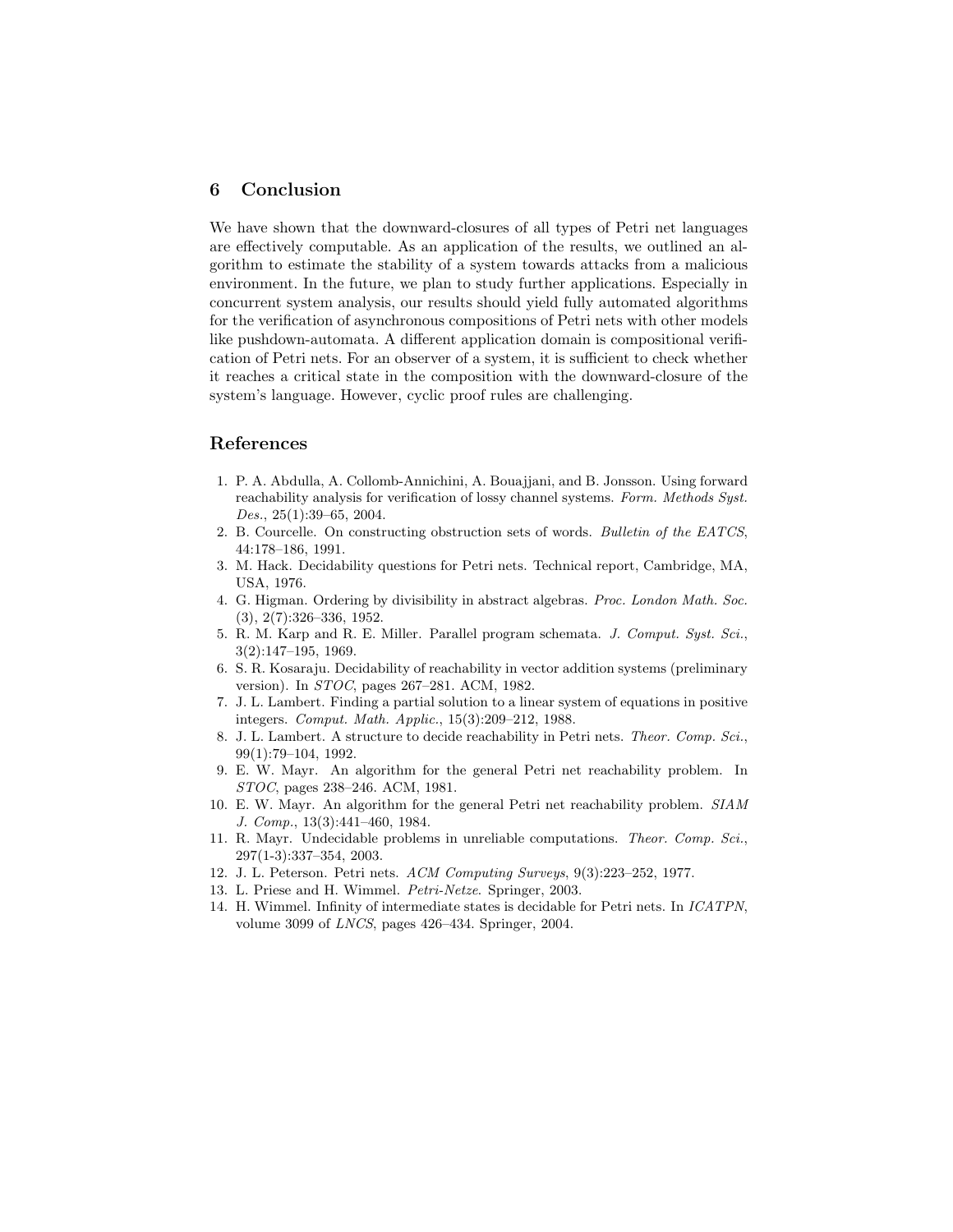## 6 Conclusion

We have shown that the downward-closures of all types of Petri net languages are effectively computable. As an application of the results, we outlined an algorithm to estimate the stability of a system towards attacks from a malicious environment. In the future, we plan to study further applications. Especially in concurrent system analysis, our results should yield fully automated algorithms for the verification of asynchronous compositions of Petri nets with other models like pushdown-automata. A different application domain is compositional verification of Petri nets. For an observer of a system, it is sufficient to check whether it reaches a critical state in the composition with the downward-closure of the system's language. However, cyclic proof rules are challenging.

## References

1. P. A. Abdulla, A. Collomb-Annichini, A. Bouajjani, and B. Jonsson. Using forward reachability analysis for verification of lossy channel systems. *Form. Methods Syst. Des.*, 25(1):39–65, 2004.
2. B. Courcelle. On constructing obstruction sets of words. *Bulletin of the EATCS*, 44:178–186, 1991.
3. M. Hack. Decidability questions for Petri nets. Technical report, Cambridge, MA, USA, 1976.
4. G. Higman. Ordering by divisibility in abstract algebras. *Proc. London Math. Soc.* (3), 2(7):326–336, 1952.
5. R. M. Karp and R. E. Miller. Parallel program schemata. *J. Comput. Syst. Sci.*, 3(2):147–195, 1969.
6. S. R. Kosaraju. Decidability of reachability in vector addition systems (preliminary version). In *STOC*, pages 267–281. ACM, 1982.
7. J. L. Lambert. Finding a partial solution to a linear system of equations in positive integers. *Comput. Math. Applic.*, 15(3):209–212, 1988.
8. J. L. Lambert. A structure to decide reachability in Petri nets. *Theor. Comp. Sci.*, 99(1):79–104, 1992.
9. E. W. Mayr. An algorithm for the general Petri net reachability problem. In *STOC*, pages 238–246. ACM, 1981.
10. E. W. Mayr. An algorithm for the general Petri net reachability problem. *SIAM J. Comp.*, 13(3):441–460, 1984.
11. R. Mayr. Undecidable problems in unreliable computations. *Theor. Comp. Sci.*, 297(1-3):337–354, 2003.
12. J. L. Peterson. Petri nets. *ACM Computing Surveys*, 9(3):223–252, 1977.
13. L. Priese and H. Wimmel. *Petri-Netze*. Springer, 2003.
14. H. Wimmel. Infinity of intermediate states is decidable for Petri nets. In *ICATPN*, volume 3099 of *LNCS*, pages 426–434. Springer, 2004.